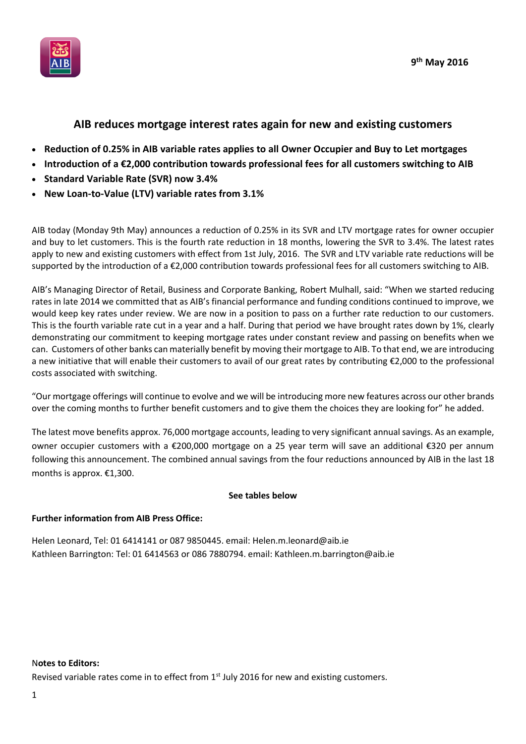9th May 2016

## AIB reduces mortgage interest rates again for new and existing customers

- **Reduction of 0.25% in AIB variable rates applies to all Owner Occupier and Buy to Let mortgages**
- **Introduction of a €2,000 contribution towards professional fees for all customers switching to AIB**
- **Standard Variable Rate (SVR) now 3.4%**
- **New Loan-to-Value (LTV) variable rates from 3.1%**

AIB today (Monday 9th May) announces a reduction of 0.25% in its SVR and LTV mortgage rates for owner occupier and buy to let customers. This is the fourth rate reduction in 18 months, lowering the SVR to 3.4%. The latest rates apply to new and existing customers with effect from 1st July, 2016. The SVR and LTV variable rate reductions will be supported by the introduction of a €2,000 contribution towards professional fees for all customers switching to AIB.

AIB's Managing Director of Retail, Business and Corporate Banking, Robert Mulhall, said: "When we started reducing rates in late 2014 we committed that as AIB's financial performance and funding conditions continued to improve, we would keep key rates under review. We are now in a position to pass on a further rate reduction to our customers. This is the fourth variable rate cut in a year and a half. During that period we have brought rates down by 1%, clearly demonstrating our commitment to keeping mortgage rates under constant review and passing on benefits when we can. Customers of other banks can materially benefit by moving their mortgage to AIB. To that end, we are introducing a new initiative that will enable their customers to avail of our great rates by contributing €2,000 to the professional costs associated with switching.

"Our mortgage offerings will continue to evolve and we will be introducing more new features across our other brands over the coming months to further benefit customers and to give them the choices they are looking for" he added.

The latest move benefits approx. 76,000 mortgage accounts, leading to very significant annual savings. As an example, owner occupier customers with a €200,000 mortgage on a 25 year term will save an additional €320 per annum following this announcement. The combined annual savings from the four reductions announced by AIB in the last 18 months is approx. €1,300.

**See tables below**

**Further information from AIB Press Office:**

Helen Leonard, Tel: 01 6414141 or 087 9850445. email: Helen.m.leonard@aib.ie
Kathleen Barrington: Tel: 01 6414563 or 086 7880794. email: Kathleen.m.barrington@aib.ie

**Notes to Editors:**

Revised variable rates come in to effect from 1st July 2016 for new and existing customers.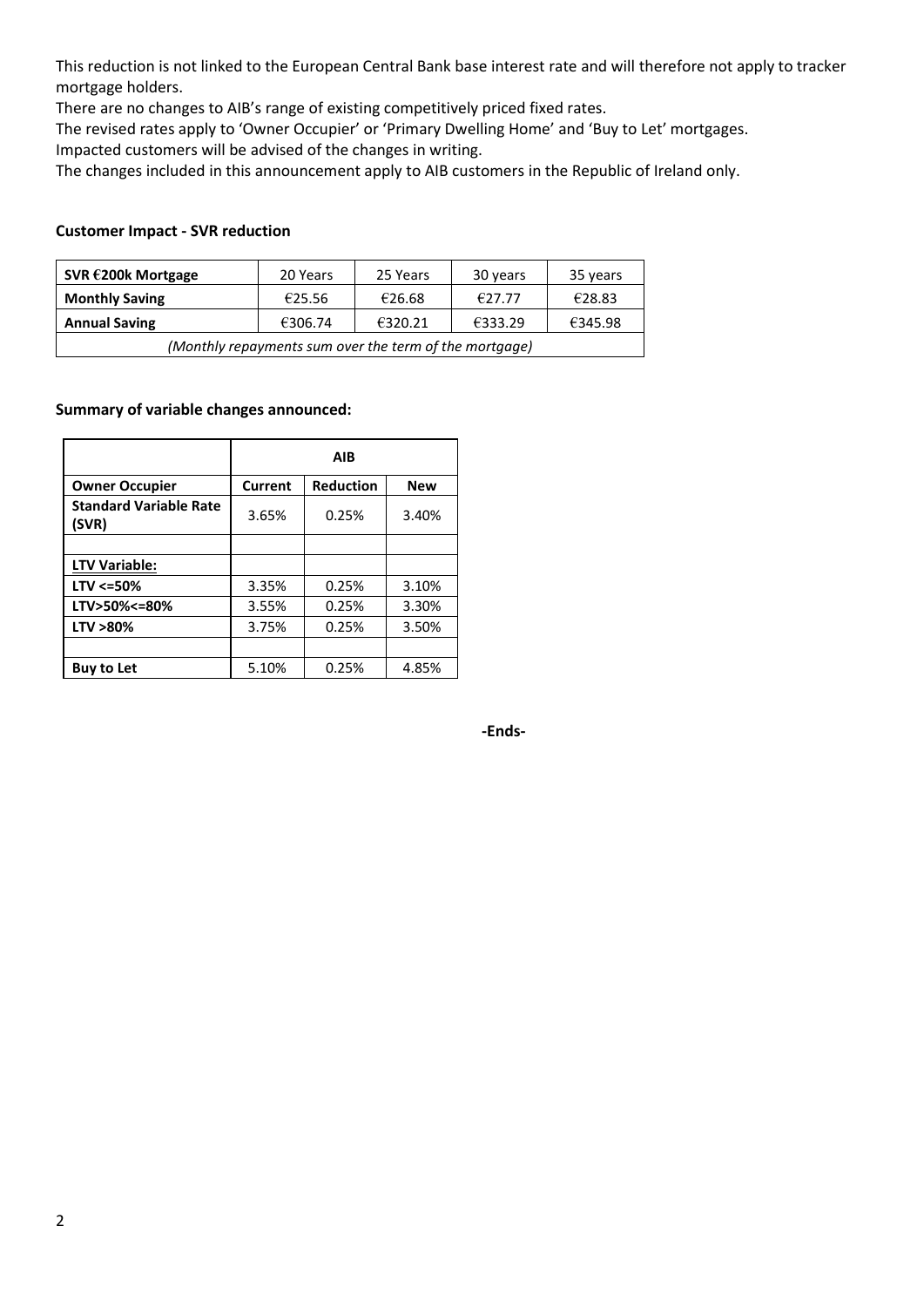This reduction is not linked to the European Central Bank base interest rate and will therefore not apply to tracker mortgage holders.

There are no changes to AIB's range of existing competitively priced fixed rates.

The revised rates apply to 'Owner Occupier' or 'Primary Dwelling Home' and 'Buy to Let' mortgages.

Impacted customers will be advised of the changes in writing.

The changes included in this announcement apply to AIB customers in the Republic of Ireland only.

**Customer Impact - SVR reduction**

| **SVR €200k Mortgage** | 20 Years | 25 Years | 30 years | 35 years |
|---|---|---|---|---|
| **Monthly Saving** | €25.56 | €26.68 | €27.77 | €28.83 |
| **Annual Saving** | €306.74 | €320.21 | €333.29 | €345.98 |
| *(Monthly repayments sum over the term of the mortgage)* | | | | |

**Summary of variable changes announced:**

| | **AIB** | | |
|---|---|---|---|
| **Owner Occupier** | **Current** | **Reduction** | **New** |
| **Standard Variable Rate (SVR)** | 3.65% | 0.25% | 3.40% |
| | | | |
| **LTV Variable:** | | | |
| **LTV <=50%** | 3.35% | 0.25% | 3.10% |
| **LTV>50%<=80%** | 3.55% | 0.25% | 3.30% |
| **LTV >80%** | 3.75% | 0.25% | 3.50% |
| | | | |
| **Buy to Let** | 5.10% | 0.25% | 4.85% |

**-Ends-**